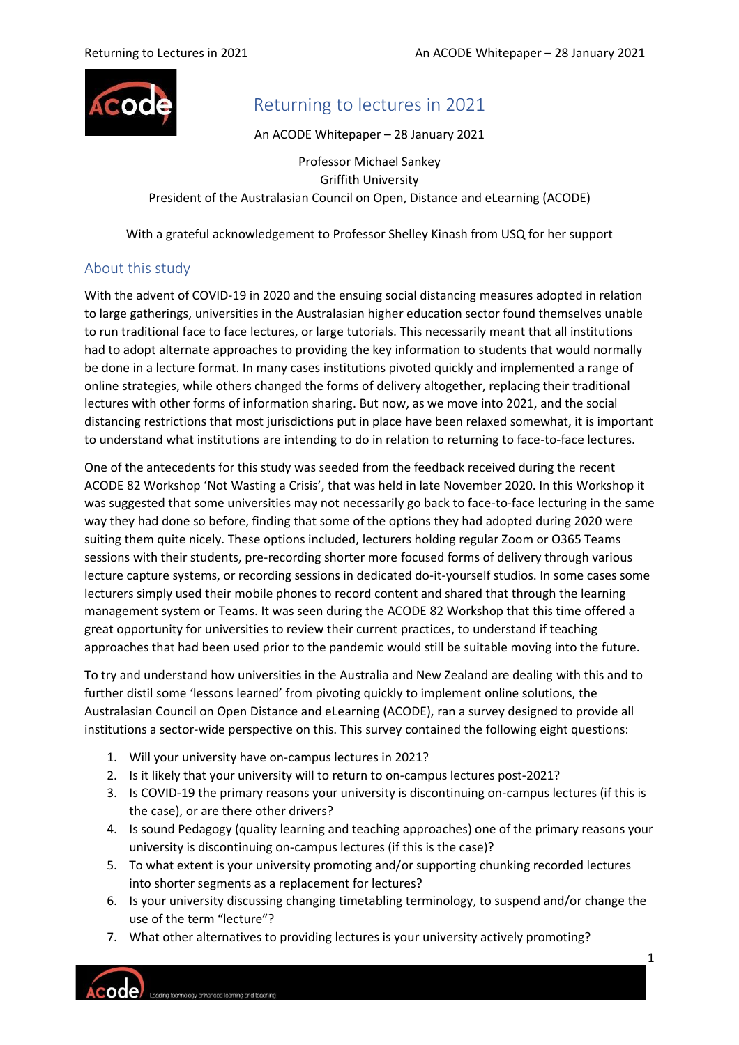# Returning to lectures in 2021

An ACODE Whitepaper – 28 January 2021

Professor Michael Sankey
Griffith University
President of the Australasian Council on Open, Distance and eLearning (ACODE)

With a grateful acknowledgement to Professor Shelley Kinash from USQ for her support

## About this study

With the advent of COVID-19 in 2020 and the ensuing social distancing measures adopted in relation to large gatherings, universities in the Australasian higher education sector found themselves unable to run traditional face to face lectures, or large tutorials. This necessarily meant that all institutions had to adopt alternate approaches to providing the key information to students that would normally be done in a lecture format. In many cases institutions pivoted quickly and implemented a range of online strategies, while others changed the forms of delivery altogether, replacing their traditional lectures with other forms of information sharing. But now, as we move into 2021, and the social distancing restrictions that most jurisdictions put in place have been relaxed somewhat, it is important to understand what institutions are intending to do in relation to returning to face-to-face lectures.

One of the antecedents for this study was seeded from the feedback received during the recent ACODE 82 Workshop 'Not Wasting a Crisis', that was held in late November 2020. In this Workshop it was suggested that some universities may not necessarily go back to face-to-face lecturing in the same way they had done so before, finding that some of the options they had adopted during 2020 were suiting them quite nicely. These options included, lecturers holding regular Zoom or O365 Teams sessions with their students, pre-recording shorter more focused forms of delivery through various lecture capture systems, or recording sessions in dedicated do-it-yourself studios. In some cases some lecturers simply used their mobile phones to record content and shared that through the learning management system or Teams. It was seen during the ACODE 82 Workshop that this time offered a great opportunity for universities to review their current practices, to understand if teaching approaches that had been used prior to the pandemic would still be suitable moving into the future.

To try and understand how universities in the Australia and New Zealand are dealing with this and to further distil some 'lessons learned' from pivoting quickly to implement online solutions, the Australasian Council on Open Distance and eLearning (ACODE), ran a survey designed to provide all institutions a sector-wide perspective on this. This survey contained the following eight questions:

1. Will your university have on-campus lectures in 2021?
2. Is it likely that your university will to return to on-campus lectures post-2021?
3. Is COVID-19 the primary reasons your university is discontinuing on-campus lectures (if this is the case), or are there other drivers?
4. Is sound Pedagogy (quality learning and teaching approaches) one of the primary reasons your university is discontinuing on-campus lectures (if this is the case)?
5. To what extent is your university promoting and/or supporting chunking recorded lectures into shorter segments as a replacement for lectures?
6. Is your university discussing changing timetabling terminology, to suspend and/or change the use of the term "lecture"?
7. What other alternatives to providing lectures is your university actively promoting?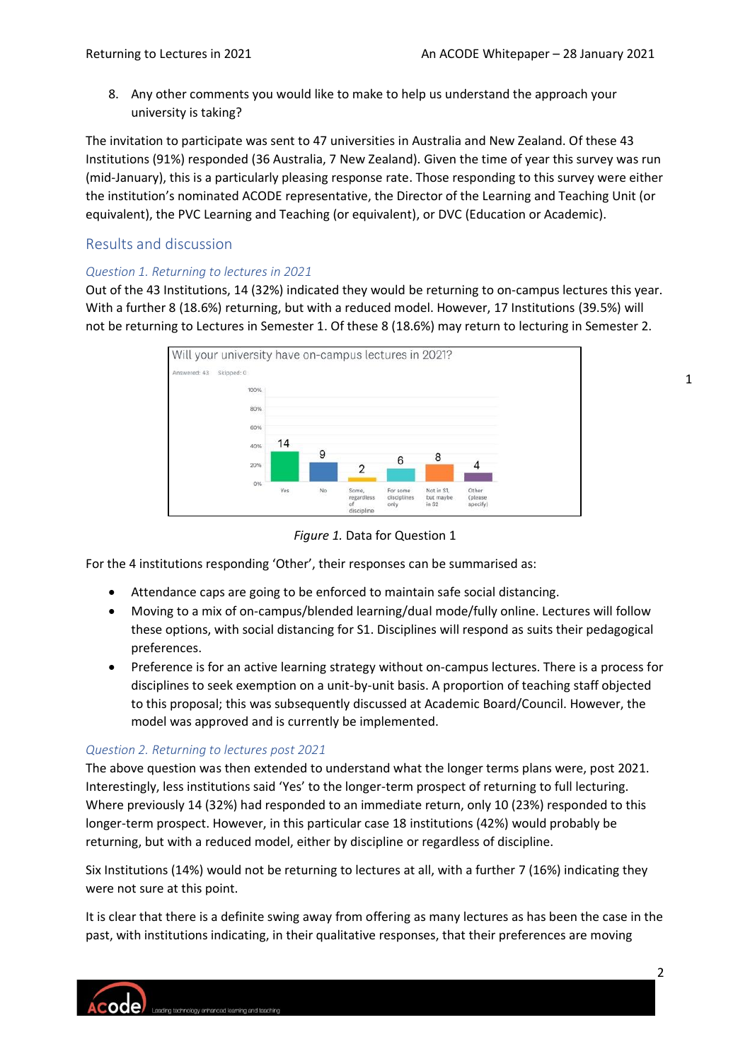8. Any other comments you would like to make to help us understand the approach your university is taking?

The invitation to participate was sent to 47 universities in Australia and New Zealand. Of these 43 Institutions (91%) responded (36 Australia, 7 New Zealand). Given the time of year this survey was run (mid-January), this is a particularly pleasing response rate. Those responding to this survey were either the institution's nominated ACODE representative, the Director of the Learning and Teaching Unit (or equivalent), the PVC Learning and Teaching (or equivalent), or DVC (Education or Academic).

## Results and discussion

### *Question 1. Returning to lectures in 2021*

Out of the 43 Institutions, 14 (32%) indicated they would be returning to on-campus lectures this year. With a further 8 (18.6%) returning, but with a reduced model. However, 17 Institutions (39.5%) will not be returning to Lectures in Semester 1. Of these 8 (18.6%) may return to lecturing in Semester 2.

Will your university have on-campus lectures in 2021?

Answered: 43 Skipped: 0

| Response | Count |
|---|---|
| Yes | 14 |
| No | 9 |
| Some, regardless of discipline | 2 |
| For some disciplines only | 6 |
| Not in S1, but maybe in S2 | 8 |
| Other (please specify) | 4 |

*Figure 1.* Data for Question 1

For the 4 institutions responding 'Other', their responses can be summarised as:

- Attendance caps are going to be enforced to maintain safe social distancing.
- Moving to a mix of on-campus/blended learning/dual mode/fully online. Lectures will follow these options, with social distancing for S1. Disciplines will respond as suits their pedagogical preferences.
- Preference is for an active learning strategy without on-campus lectures. There is a process for disciplines to seek exemption on a unit-by-unit basis. A proportion of teaching staff objected to this proposal; this was subsequently discussed at Academic Board/Council. However, the model was approved and is currently be implemented.

### *Question 2. Returning to lectures post 2021*

The above question was then extended to understand what the longer terms plans were, post 2021. Interestingly, less institutions said 'Yes' to the longer-term prospect of returning to full lecturing. Where previously 14 (32%) had responded to an immediate return, only 10 (23%) responded to this longer-term prospect. However, in this particular case 18 institutions (42%) would probably be returning, but with a reduced model, either by discipline or regardless of discipline.

Six Institutions (14%) would not be returning to lectures at all, with a further 7 (16%) indicating they were not sure at this point.

It is clear that there is a definite swing away from offering as many lectures as has been the case in the past, with institutions indicating, in their qualitative responses, that their preferences are moving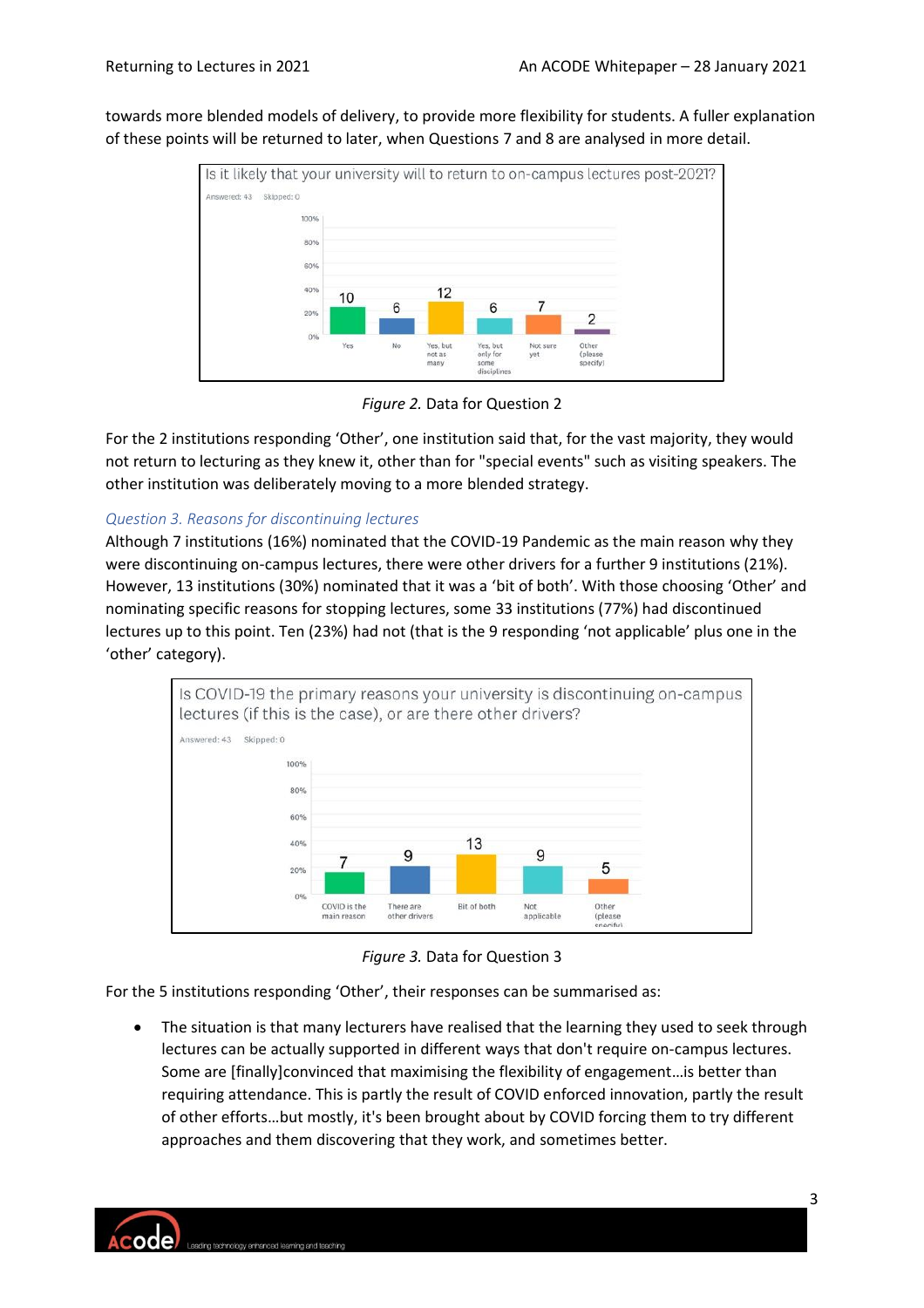towards more blended models of delivery, to provide more flexibility for students. A fuller explanation of these points will be returned to later, when Questions 7 and 8 are analysed in more detail.

*Figure 2.* Data for Question 2

For the 2 institutions responding 'Other', one institution said that, for the vast majority, they would not return to lecturing as they knew it, other than for "special events" such as visiting speakers. The other institution was deliberately moving to a more blended strategy.

### *Question 3. Reasons for discontinuing lectures*

Although 7 institutions (16%) nominated that the COVID-19 Pandemic as the main reason why they were discontinuing on-campus lectures, there were other drivers for a further 9 institutions (21%). However, 13 institutions (30%) nominated that it was a 'bit of both'. With those choosing 'Other' and nominating specific reasons for stopping lectures, some 33 institutions (77%) had discontinued lectures up to this point. Ten (23%) had not (that is the 9 responding 'not applicable' plus one in the 'other' category).

*Figure 3.* Data for Question 3

For the 5 institutions responding 'Other', their responses can be summarised as:

- The situation is that many lecturers have realised that the learning they used to seek through lectures can be actually supported in different ways that don't require on-campus lectures. Some are [finally]convinced that maximising the flexibility of engagement…is better than requiring attendance. This is partly the result of COVID enforced innovation, partly the result of other efforts…but mostly, it's been brought about by COVID forcing them to try different approaches and them discovering that they work, and sometimes better.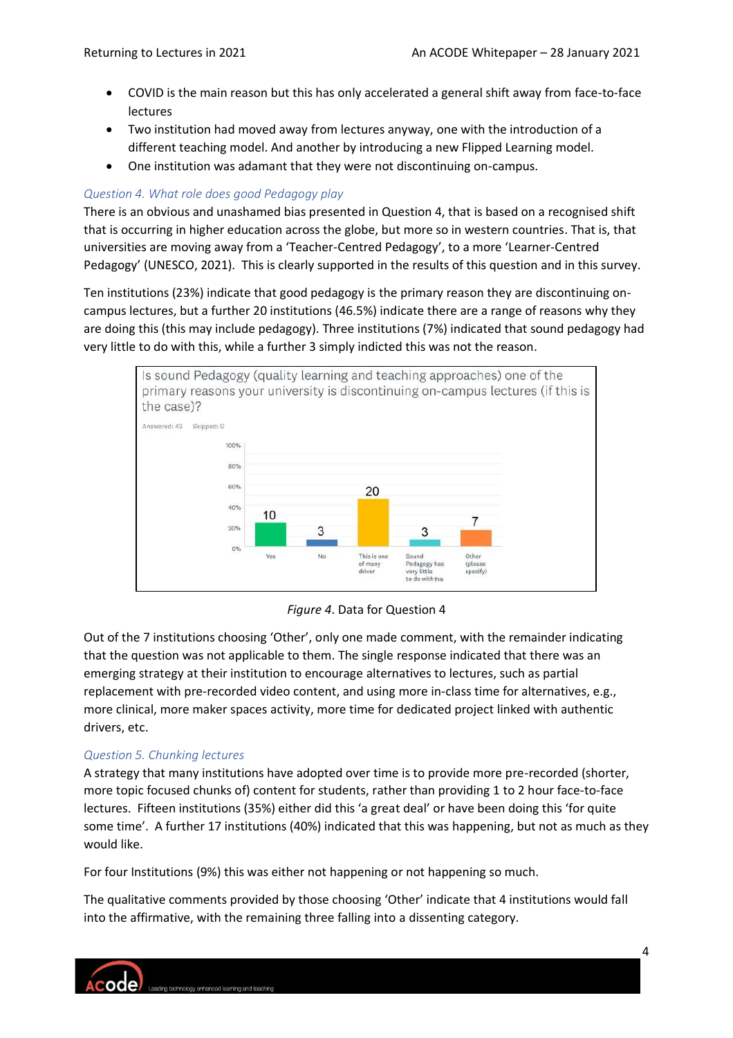- COVID is the main reason but this has only accelerated a general shift away from face-to-face lectures
- Two institution had moved away from lectures anyway, one with the introduction of a different teaching model. And another by introducing a new Flipped Learning model.
- One institution was adamant that they were not discontinuing on-campus.

### *Question 4. What role does good Pedagogy play*

There is an obvious and unashamed bias presented in Question 4, that is based on a recognised shift that is occurring in higher education across the globe, but more so in western countries. That is, that universities are moving away from a 'Teacher-Centred Pedagogy', to a more 'Learner-Centred Pedagogy' (UNESCO, 2021). This is clearly supported in the results of this question and in this survey.

Ten institutions (23%) indicate that good pedagogy is the primary reason they are discontinuing on-campus lectures, but a further 20 institutions (46.5%) indicate there are a range of reasons why they are doing this (this may include pedagogy). Three institutions (7%) indicated that sound pedagogy had very little to do with this, while a further 3 simply indicted this was not the reason.

Is sound Pedagogy (quality learning and teaching approaches) one of the primary reasons your university is discontinuing on-campus lectures (if this is the case)?

Answered: 43 Skipped: 0

| Response | Count |
|---|---|
| Yes | 10 |
| No | 3 |
| This is one of many driver | 20 |
| Sound Pedagogy has very little to do with this | 3 |
| Other (please specify) | 7 |

*Figure 4*. Data for Question 4

Out of the 7 institutions choosing 'Other', only one made comment, with the remainder indicating that the question was not applicable to them. The single response indicated that there was an emerging strategy at their institution to encourage alternatives to lectures, such as partial replacement with pre-recorded video content, and using more in-class time for alternatives, e.g., more clinical, more maker spaces activity, more time for dedicated project linked with authentic drivers, etc.

### *Question 5. Chunking lectures*

A strategy that many institutions have adopted over time is to provide more pre-recorded (shorter, more topic focused chunks of) content for students, rather than providing 1 to 2 hour face-to-face lectures. Fifteen institutions (35%) either did this 'a great deal' or have been doing this 'for quite some time'. A further 17 institutions (40%) indicated that this was happening, but not as much as they would like.

For four Institutions (9%) this was either not happening or not happening so much.

The qualitative comments provided by those choosing 'Other' indicate that 4 institutions would fall into the affirmative, with the remaining three falling into a dissenting category.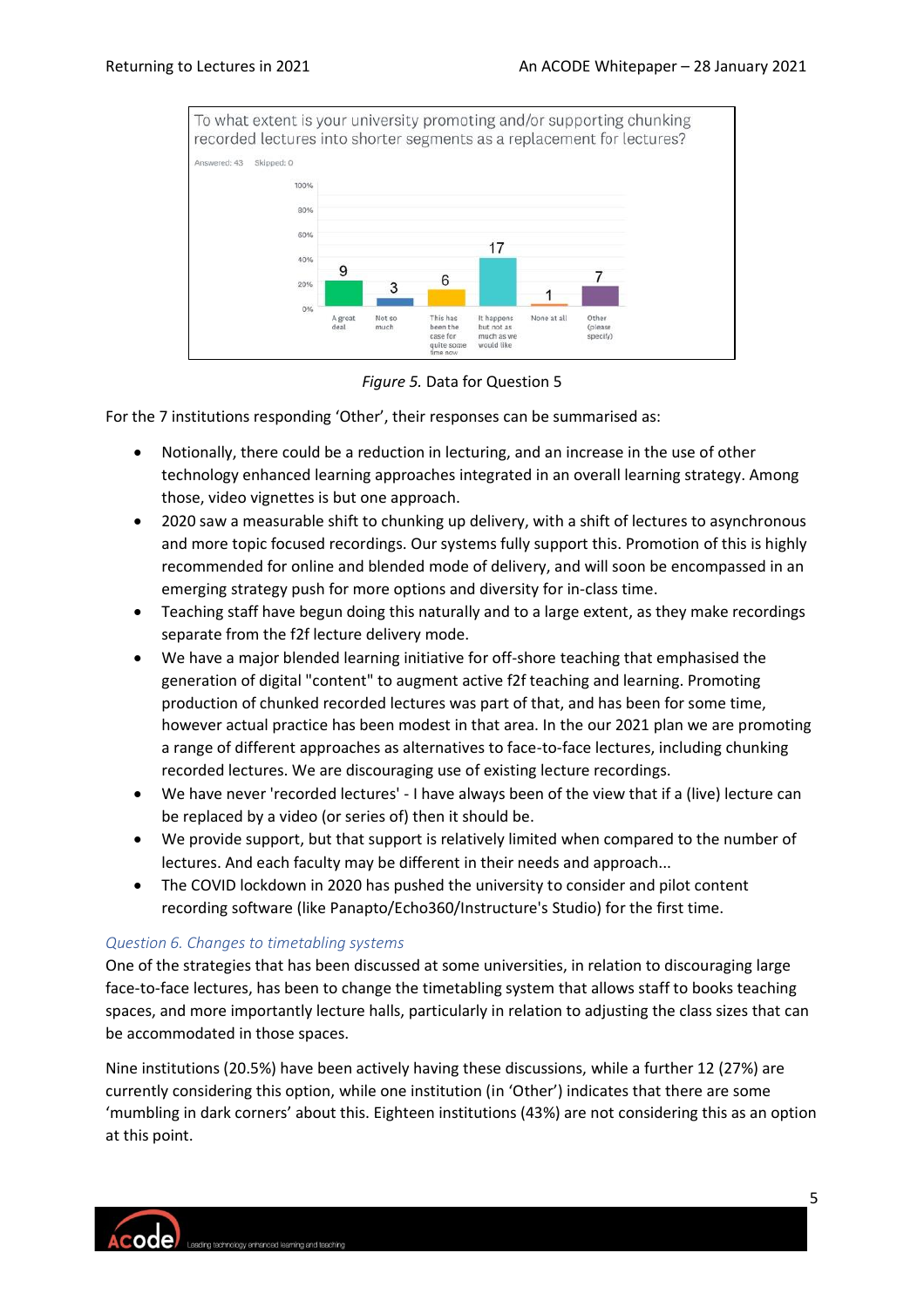To what extent is your university promoting and/or supporting chunking recorded lectures into shorter segments as a replacement for lectures?

Answered: 43 Skipped: 0

| Response | Count |
| --- | --- |
| A great deal | 9 |
| Not so much | 3 |
| This has been the case for quite some time now | 6 |
| It happens but not as much as we would like | 17 |
| None at all | 1 |
| Other (please specify) | 7 |

*Figure 5.* Data for Question 5

For the 7 institutions responding 'Other', their responses can be summarised as:

- Notionally, there could be a reduction in lecturing, and an increase in the use of other technology enhanced learning approaches integrated in an overall learning strategy. Among those, video vignettes is but one approach.
- 2020 saw a measurable shift to chunking up delivery, with a shift of lectures to asynchronous and more topic focused recordings. Our systems fully support this. Promotion of this is highly recommended for online and blended mode of delivery, and will soon be encompassed in an emerging strategy push for more options and diversity for in-class time.
- Teaching staff have begun doing this naturally and to a large extent, as they make recordings separate from the f2f lecture delivery mode.
- We have a major blended learning initiative for off-shore teaching that emphasised the generation of digital "content" to augment active f2f teaching and learning. Promoting production of chunked recorded lectures was part of that, and has been for some time, however actual practice has been modest in that area. In the our 2021 plan we are promoting a range of different approaches as alternatives to face-to-face lectures, including chunking recorded lectures. We are discouraging use of existing lecture recordings.
- We have never 'recorded lectures' - I have always been of the view that if a (live) lecture can be replaced by a video (or series of) then it should be.
- We provide support, but that support is relatively limited when compared to the number of lectures. And each faculty may be different in their needs and approach...
- The COVID lockdown in 2020 has pushed the university to consider and pilot content recording software (like Panapto/Echo360/Instructure's Studio) for the first time.

### Question 6. Changes to timetabling systems

One of the strategies that has been discussed at some universities, in relation to discouraging large face-to-face lectures, has been to change the timetabling system that allows staff to books teaching spaces, and more importantly lecture halls, particularly in relation to adjusting the class sizes that can be accommodated in those spaces.

Nine institutions (20.5%) have been actively having these discussions, while a further 12 (27%) are currently considering this option, while one institution (in 'Other') indicates that there are some 'mumbling in dark corners' about this. Eighteen institutions (43%) are not considering this as an option at this point.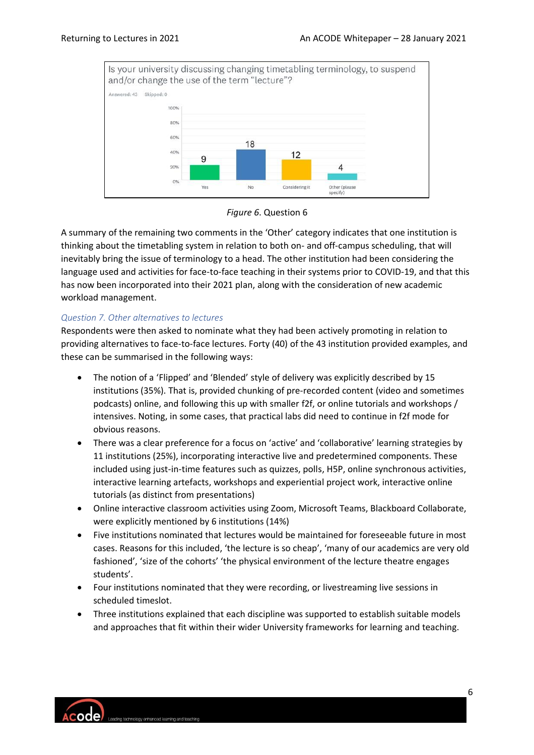Is your university discussing changing timetabling terminology, to suspend and/or change the use of the term "lecture"?

Answered: 43 Skipped: 0

| Yes | No | Considering it | Other (please specify) |
|---|---|---|---|
| 9 | 18 | 12 | 4 |

*Figure 6*. Question 6

A summary of the remaining two comments in the 'Other' category indicates that one institution is thinking about the timetabling system in relation to both on- and off-campus scheduling, that will inevitably bring the issue of terminology to a head. The other institution had been considering the language used and activities for face-to-face teaching in their systems prior to COVID-19, and that this has now been incorporated into their 2021 plan, along with the consideration of new academic workload management.

### *Question 7. Other alternatives to lectures*

Respondents were then asked to nominate what they had been actively promoting in relation to providing alternatives to face-to-face lectures. Forty (40) of the 43 institution provided examples, and these can be summarised in the following ways:

- The notion of a 'Flipped' and 'Blended' style of delivery was explicitly described by 15 institutions (35%). That is, provided chunking of pre-recorded content (video and sometimes podcasts) online, and following this up with smaller f2f, or online tutorials and workshops / intensives. Noting, in some cases, that practical labs did need to continue in f2f mode for obvious reasons.
- There was a clear preference for a focus on 'active' and 'collaborative' learning strategies by 11 institutions (25%), incorporating interactive live and predetermined components. These included using just-in-time features such as quizzes, polls, H5P, online synchronous activities, interactive learning artefacts, workshops and experiential project work, interactive online tutorials (as distinct from presentations)
- Online interactive classroom activities using Zoom, Microsoft Teams, Blackboard Collaborate, were explicitly mentioned by 6 institutions (14%)
- Five institutions nominated that lectures would be maintained for foreseeable future in most cases. Reasons for this included, 'the lecture is so cheap', 'many of our academics are very old fashioned', 'size of the cohorts' 'the physical environment of the lecture theatre engages students'.
- Four institutions nominated that they were recording, or livestreaming live sessions in scheduled timeslot.
- Three institutions explained that each discipline was supported to establish suitable models and approaches that fit within their wider University frameworks for learning and teaching.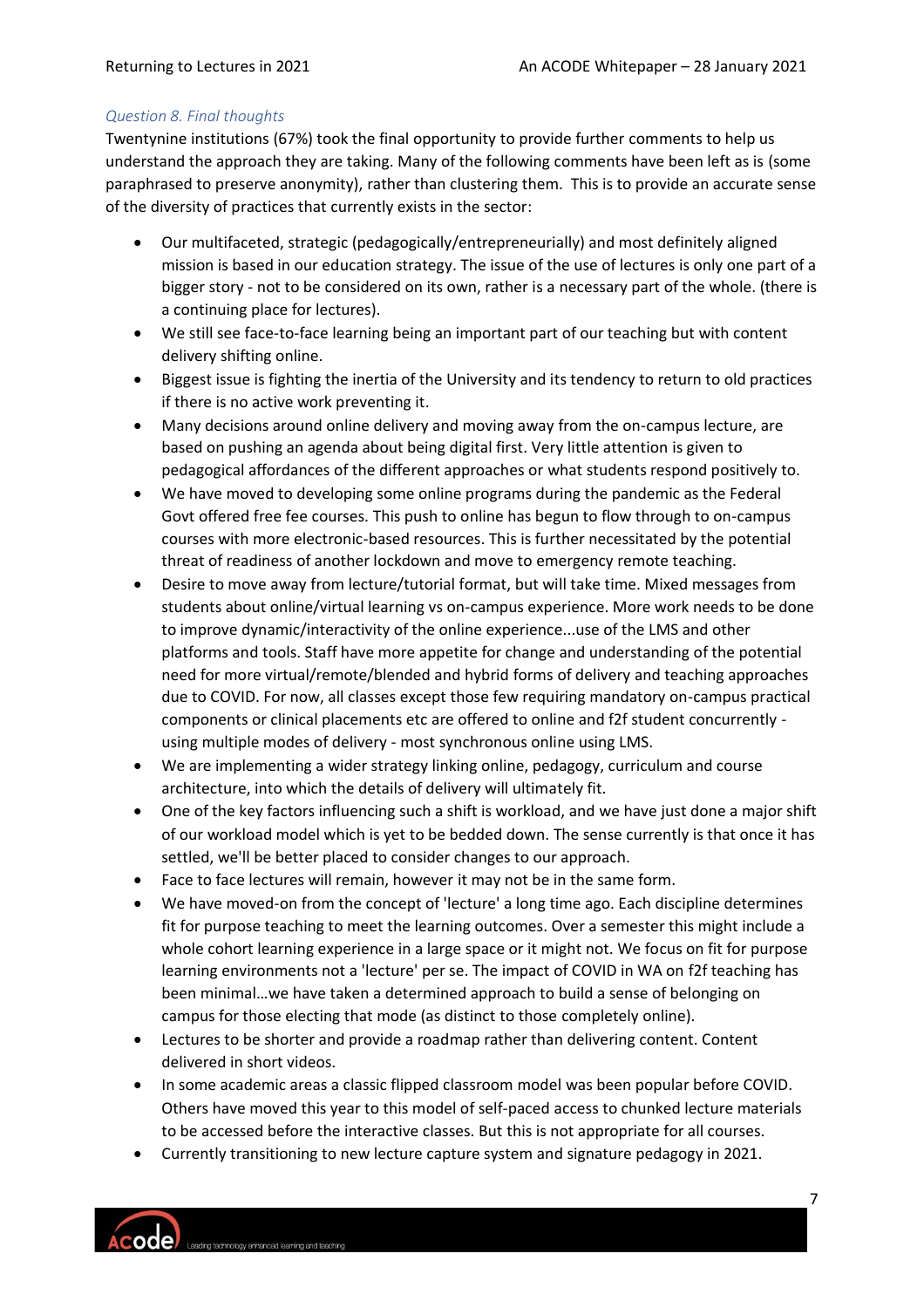### *Question 8. Final thoughts*

Twentynine institutions (67%) took the final opportunity to provide further comments to help us understand the approach they are taking. Many of the following comments have been left as is (some paraphrased to preserve anonymity), rather than clustering them. This is to provide an accurate sense of the diversity of practices that currently exists in the sector:

- Our multifaceted, strategic (pedagogically/entrepreneurially) and most definitely aligned mission is based in our education strategy. The issue of the use of lectures is only one part of a bigger story - not to be considered on its own, rather is a necessary part of the whole. (there is a continuing place for lectures).
- We still see face-to-face learning being an important part of our teaching but with content delivery shifting online.
- Biggest issue is fighting the inertia of the University and its tendency to return to old practices if there is no active work preventing it.
- Many decisions around online delivery and moving away from the on-campus lecture, are based on pushing an agenda about being digital first. Very little attention is given to pedagogical affordances of the different approaches or what students respond positively to.
- We have moved to developing some online programs during the pandemic as the Federal Govt offered free fee courses. This push to online has begun to flow through to on-campus courses with more electronic-based resources. This is further necessitated by the potential threat of readiness of another lockdown and move to emergency remote teaching.
- Desire to move away from lecture/tutorial format, but will take time. Mixed messages from students about online/virtual learning vs on-campus experience. More work needs to be done to improve dynamic/interactivity of the online experience...use of the LMS and other platforms and tools. Staff have more appetite for change and understanding of the potential need for more virtual/remote/blended and hybrid forms of delivery and teaching approaches due to COVID. For now, all classes except those few requiring mandatory on-campus practical components or clinical placements etc are offered to online and f2f student concurrently - using multiple modes of delivery - most synchronous online using LMS.
- We are implementing a wider strategy linking online, pedagogy, curriculum and course architecture, into which the details of delivery will ultimately fit.
- One of the key factors influencing such a shift is workload, and we have just done a major shift of our workload model which is yet to be bedded down. The sense currently is that once it has settled, we'll be better placed to consider changes to our approach.
- Face to face lectures will remain, however it may not be in the same form.
- We have moved-on from the concept of 'lecture' a long time ago. Each discipline determines fit for purpose teaching to meet the learning outcomes. Over a semester this might include a whole cohort learning experience in a large space or it might not. We focus on fit for purpose learning environments not a 'lecture' per se. The impact of COVID in WA on f2f teaching has been minimal…we have taken a determined approach to build a sense of belonging on campus for those electing that mode (as distinct to those completely online).
- Lectures to be shorter and provide a roadmap rather than delivering content. Content delivered in short videos.
- In some academic areas a classic flipped classroom model was been popular before COVID. Others have moved this year to this model of self-paced access to chunked lecture materials to be accessed before the interactive classes. But this is not appropriate for all courses.
- Currently transitioning to new lecture capture system and signature pedagogy in 2021.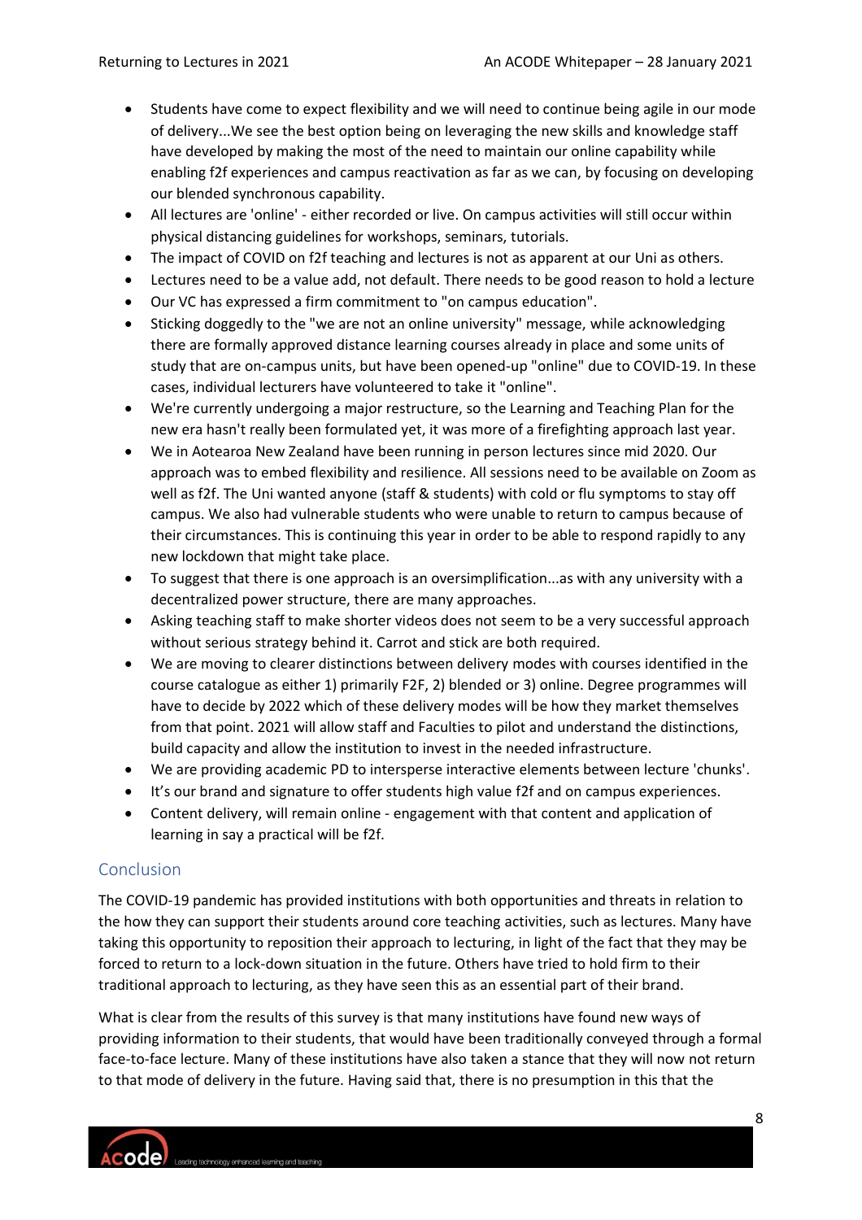- Students have come to expect flexibility and we will need to continue being agile in our mode of delivery...We see the best option being on leveraging the new skills and knowledge staff have developed by making the most of the need to maintain our online capability while enabling f2f experiences and campus reactivation as far as we can, by focusing on developing our blended synchronous capability.
- All lectures are 'online' - either recorded or live. On campus activities will still occur within physical distancing guidelines for workshops, seminars, tutorials.
- The impact of COVID on f2f teaching and lectures is not as apparent at our Uni as others.
- Lectures need to be a value add, not default. There needs to be good reason to hold a lecture
- Our VC has expressed a firm commitment to "on campus education".
- Sticking doggedly to the "we are not an online university" message, while acknowledging there are formally approved distance learning courses already in place and some units of study that are on-campus units, but have been opened-up "online" due to COVID-19. In these cases, individual lecturers have volunteered to take it "online".
- We're currently undergoing a major restructure, so the Learning and Teaching Plan for the new era hasn't really been formulated yet, it was more of a firefighting approach last year.
- We in Aotearoa New Zealand have been running in person lectures since mid 2020. Our approach was to embed flexibility and resilience. All sessions need to be available on Zoom as well as f2f. The Uni wanted anyone (staff & students) with cold or flu symptoms to stay off campus. We also had vulnerable students who were unable to return to campus because of their circumstances. This is continuing this year in order to be able to respond rapidly to any new lockdown that might take place.
- To suggest that there is one approach is an oversimplification...as with any university with a decentralized power structure, there are many approaches.
- Asking teaching staff to make shorter videos does not seem to be a very successful approach without serious strategy behind it. Carrot and stick are both required.
- We are moving to clearer distinctions between delivery modes with courses identified in the course catalogue as either 1) primarily F2F, 2) blended or 3) online. Degree programmes will have to decide by 2022 which of these delivery modes will be how they market themselves from that point. 2021 will allow staff and Faculties to pilot and understand the distinctions, build capacity and allow the institution to invest in the needed infrastructure.
- We are providing academic PD to intersperse interactive elements between lecture 'chunks'.
- It's our brand and signature to offer students high value f2f and on campus experiences.
- Content delivery, will remain online - engagement with that content and application of learning in say a practical will be f2f.

## Conclusion

The COVID-19 pandemic has provided institutions with both opportunities and threats in relation to the how they can support their students around core teaching activities, such as lectures. Many have taking this opportunity to reposition their approach to lecturing, in light of the fact that they may be forced to return to a lock-down situation in the future. Others have tried to hold firm to their traditional approach to lecturing, as they have seen this as an essential part of their brand.

What is clear from the results of this survey is that many institutions have found new ways of providing information to their students, that would have been traditionally conveyed through a formal face-to-face lecture. Many of these institutions have also taken a stance that they will now not return to that mode of delivery in the future. Having said that, there is no presumption in this that the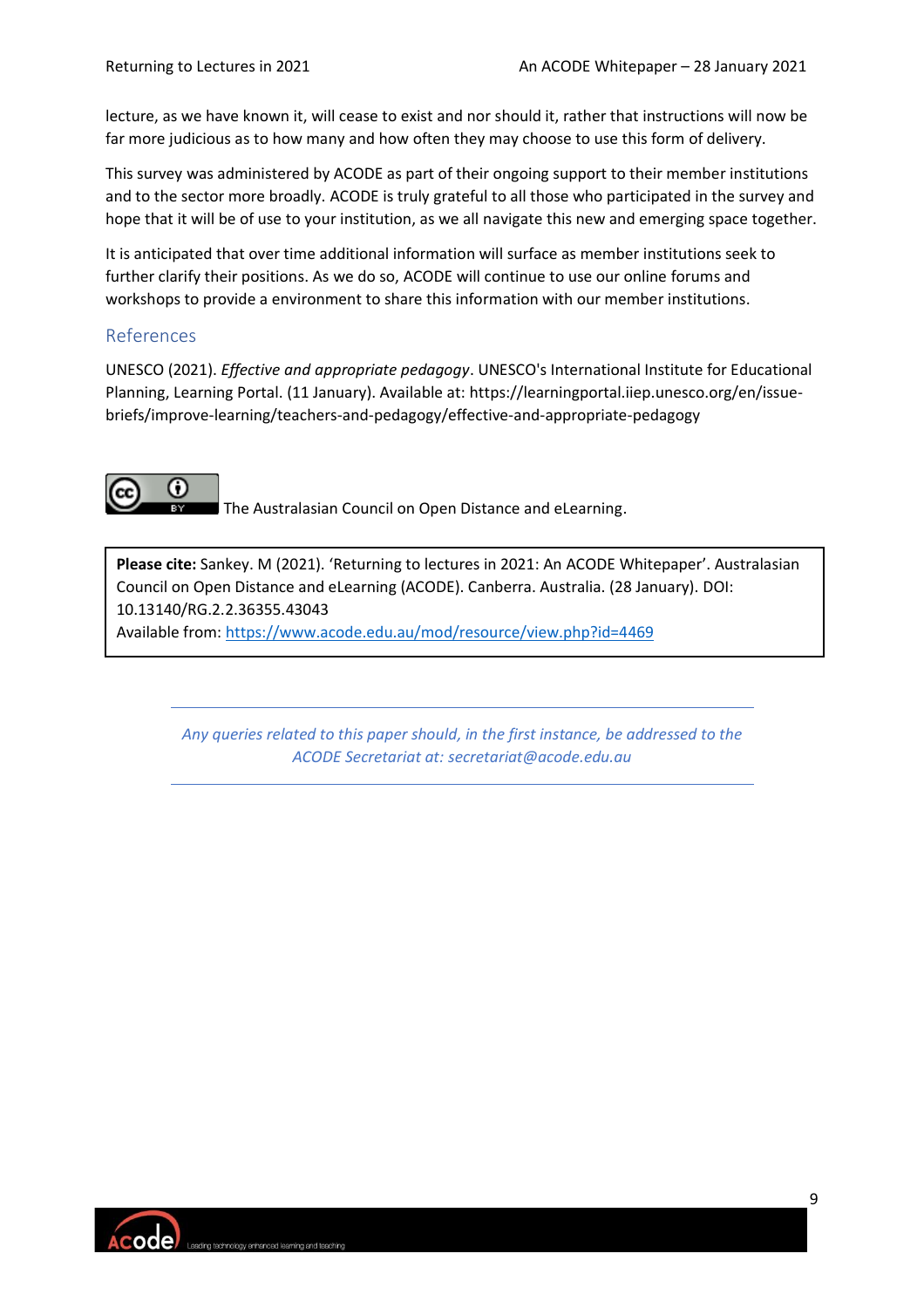lecture, as we have known it, will cease to exist and nor should it, rather that instructions will now be far more judicious as to how many and how often they may choose to use this form of delivery.

This survey was administered by ACODE as part of their ongoing support to their member institutions and to the sector more broadly. ACODE is truly grateful to all those who participated in the survey and hope that it will be of use to your institution, as we all navigate this new and emerging space together.

It is anticipated that over time additional information will surface as member institutions seek to further clarify their positions. As we do so, ACODE will continue to use our online forums and workshops to provide a environment to share this information with our member institutions.

## References

UNESCO (2021). *Effective and appropriate pedagogy*. UNESCO's International Institute for Educational Planning, Learning Portal. (11 January). Available at: https://learningportal.iiep.unesco.org/en/issue-briefs/improve-learning/teachers-and-pedagogy/effective-and-appropriate-pedagogy

The Australasian Council on Open Distance and eLearning.

**Please cite:** Sankey. M (2021). 'Returning to lectures in 2021: An ACODE Whitepaper'. Australasian Council on Open Distance and eLearning (ACODE). Canberra. Australia. (28 January). DOI: 10.13140/RG.2.2.36355.43043
Available from: https://www.acode.edu.au/mod/resource/view.php?id=4469

*Any queries related to this paper should, in the first instance, be addressed to the ACODE Secretariat at: secretariat@acode.edu.au*